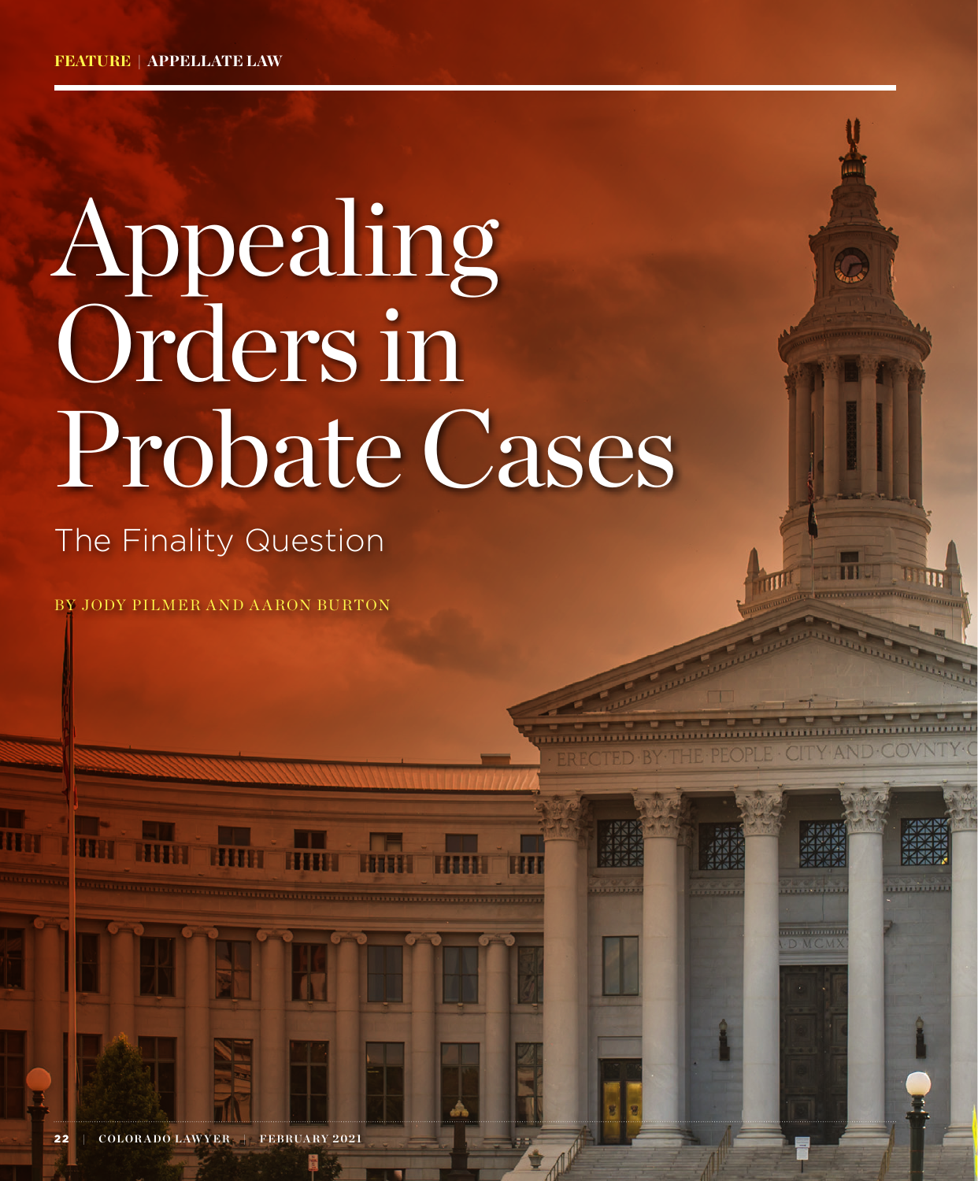FEATURE | APPELLATE LAW

# Appealing Orders in Probate Cases

## The Finality Question

BY JODY PILMER AND AARON BURTON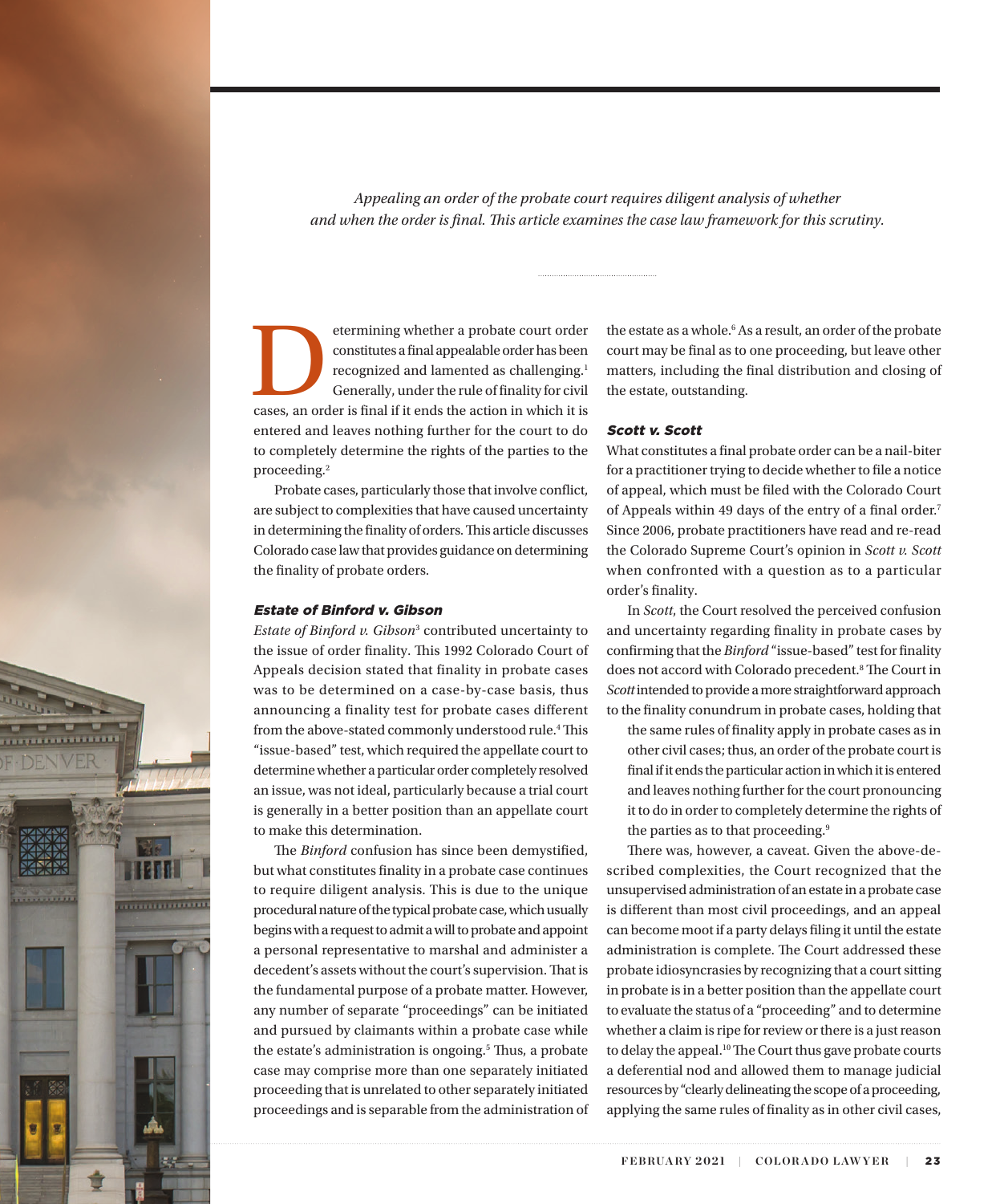*Appealing an order of the probate court requires diligent analysis of whether and when the order is final. This article examines the case law framework for this scrutiny.*

Determining whether a probate court order constitutes a final appealable order has been recognized and lamented as challenging.[1] Generally, under the rule of finality for civil cases, an order is final if it ends the action in which it is entered and leaves nothing further for the court to do to completely determine the rights of the parties to the proceeding.[2]

Probate cases, particularly those that involve conflict, are subject to complexities that have caused uncertainty in determining the finality of orders. This article discusses Colorado case law that provides guidance on determining the finality of probate orders.

### *Estate of Binford v. Gibson*

*Estate of Binford v. Gibson*[3] contributed uncertainty to the issue of order finality. This 1992 Colorado Court of Appeals decision stated that finality in probate cases was to be determined on a case-by-case basis, thus announcing a finality test for probate cases different from the above-stated commonly understood rule.[4] This "issue-based" test, which required the appellate court to determine whether a particular order completely resolved an issue, was not ideal, particularly because a trial court is generally in a better position than an appellate court to make this determination.

The *Binford* confusion has since been demystified, but what constitutes finality in a probate case continues to require diligent analysis. This is due to the unique procedural nature of the typical probate case, which usually begins with a request to admit a will to probate and appoint a personal representative to marshal and administer a decedent's assets without the court's supervision. That is the fundamental purpose of a probate matter. However, any number of separate "proceedings" can be initiated and pursued by claimants within a probate case while the estate's administration is ongoing.[5] Thus, a probate case may comprise more than one separately initiated proceeding that is unrelated to other separately initiated proceedings and is separable from the administration of the estate as a whole.[6] As a result, an order of the probate court may be final as to one proceeding, but leave other matters, including the final distribution and closing of the estate, outstanding.

### *Scott v. Scott*

What constitutes a final probate order can be a nail-biter for a practitioner trying to decide whether to file a notice of appeal, which must be filed with the Colorado Court of Appeals within 49 days of the entry of a final order.[7] Since 2006, probate practitioners have read and re-read the Colorado Supreme Court's opinion in *Scott v. Scott* when confronted with a question as to a particular order's finality.

In *Scott*, the Court resolved the perceived confusion and uncertainty regarding finality in probate cases by confirming that the *Binford* "issue-based" test for finality does not accord with Colorado precedent.[8] The Court in *Scott* intended to provide a more straightforward approach to the finality conundrum in probate cases, holding that

> the same rules of finality apply in probate cases as in other civil cases; thus, an order of the probate court is final if it ends the particular action in which it is entered and leaves nothing further for the court pronouncing it to do in order to completely determine the rights of the parties as to that proceeding.[9]

There was, however, a caveat. Given the above-described complexities, the Court recognized that the unsupervised administration of an estate in a probate case is different than most civil proceedings, and an appeal can become moot if a party delays filing it until the estate administration is complete. The Court addressed these probate idiosyncrasies by recognizing that a court sitting in probate is in a better position than the appellate court to evaluate the status of a "proceeding" and to determine whether a claim is ripe for review or there is a just reason to delay the appeal.[10] The Court thus gave probate courts a deferential nod and allowed them to manage judicial resources by "clearly delineating the scope of a proceeding, applying the same rules of finality as in other civil cases,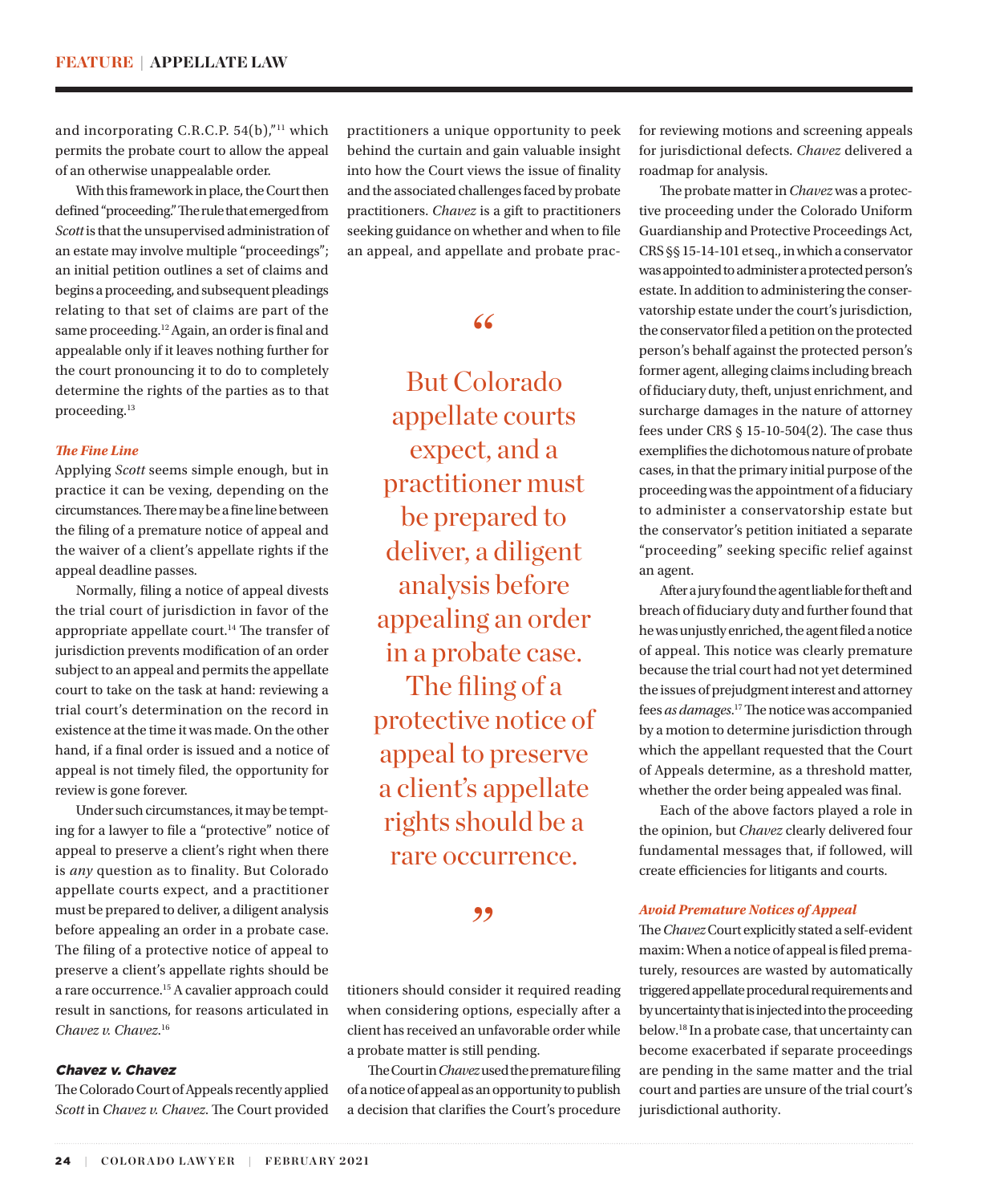and incorporating C.R.C.P. 54(b),"[11] which permits the probate court to allow the appeal of an otherwise unappealable order.

With this framework in place, the Court then defined "proceeding." The rule that emerged from *Scott* is that the unsupervised administration of an estate may involve multiple "proceedings"; an initial petition outlines a set of claims and begins a proceeding, and subsequent pleadings relating to that set of claims are part of the same proceeding.[12] Again, an order is final and appealable only if it leaves nothing further for the court pronouncing it to do to completely determine the rights of the parties as to that proceeding.[13]

### *The Fine Line*

Applying *Scott* seems simple enough, but in practice it can be vexing, depending on the circumstances. There may be a fine line between the filing of a premature notice of appeal and the waiver of a client's appellate rights if the appeal deadline passes.

Normally, filing a notice of appeal divests the trial court of jurisdiction in favor of the appropriate appellate court.[14] The transfer of jurisdiction prevents modification of an order subject to an appeal and permits the appellate court to take on the task at hand: reviewing a trial court's determination on the record in existence at the time it was made. On the other hand, if a final order is issued and a notice of appeal is not timely filed, the opportunity for review is gone forever.

Under such circumstances, it may be tempting for a lawyer to file a "protective" notice of appeal to preserve a client's right when there is *any* question as to finality. But Colorado appellate courts expect, and a practitioner must be prepared to deliver, a diligent analysis before appealing an order in a probate case. The filing of a protective notice of appeal to preserve a client's appellate rights should be a rare occurrence.[15] A cavalier approach could result in sanctions, for reasons articulated in *Chavez v. Chavez*.[16]

### *Chavez v. Chavez*

The Colorado Court of Appeals recently applied *Scott* in *Chavez v. Chavez*. The Court provided practitioners a unique opportunity to peek behind the curtain and gain valuable insight into how the Court views the issue of finality and the associated challenges faced by probate practitioners. *Chavez* is a gift to practitioners seeking guidance on whether and when to file an appeal, and appellate and probate practitioners should consider it required reading when considering options, especially after a client has received an unfavorable order while a probate matter is still pending.

> "But Colorado appellate courts expect, and a practitioner must be prepared to deliver, a diligent analysis before appealing an order in a probate case. The filing of a protective notice of appeal to preserve a client's appellate rights should be a rare occurrence."

The Court in *Chavez* used the premature filing of a notice of appeal as an opportunity to publish a decision that clarifies the Court's procedure for reviewing motions and screening appeals for jurisdictional defects. *Chavez* delivered a roadmap for analysis.

The probate matter in *Chavez* was a protective proceeding under the Colorado Uniform Guardianship and Protective Proceedings Act, CRS §§ 15-14-101 et seq., in which a conservator was appointed to administer a protected person's estate. In addition to administering the conservatorship estate under the court's jurisdiction, the conservator filed a petition on the protected person's behalf against the protected person's former agent, alleging claims including breach of fiduciary duty, theft, unjust enrichment, and surcharge damages in the nature of attorney fees under CRS § 15-10-504(2). The case thus exemplifies the dichotomous nature of probate cases, in that the primary initial purpose of the proceeding was the appointment of a fiduciary to administer a conservatorship estate but the conservator's petition initiated a separate "proceeding" seeking specific relief against an agent.

After a jury found the agent liable for theft and breach of fiduciary duty and further found that he was unjustly enriched, the agent filed a notice of appeal. This notice was clearly premature because the trial court had not yet determined the issues of prejudgment interest and attorney fees *as damages*.[17] The notice was accompanied by a motion to determine jurisdiction through which the appellant requested that the Court of Appeals determine, as a threshold matter, whether the order being appealed was final.

Each of the above factors played a role in the opinion, but *Chavez* clearly delivered four fundamental messages that, if followed, will create efficiencies for litigants and courts.

### *Avoid Premature Notices of Appeal*

The *Chavez* Court explicitly stated a self-evident maxim: When a notice of appeal is filed prematurely, resources are wasted by automatically triggered appellate procedural requirements and by uncertainty that is injected into the proceeding below.[18] In a probate case, that uncertainty can become exacerbated if separate proceedings are pending in the same matter and the trial court and parties are unsure of the trial court's jurisdictional authority.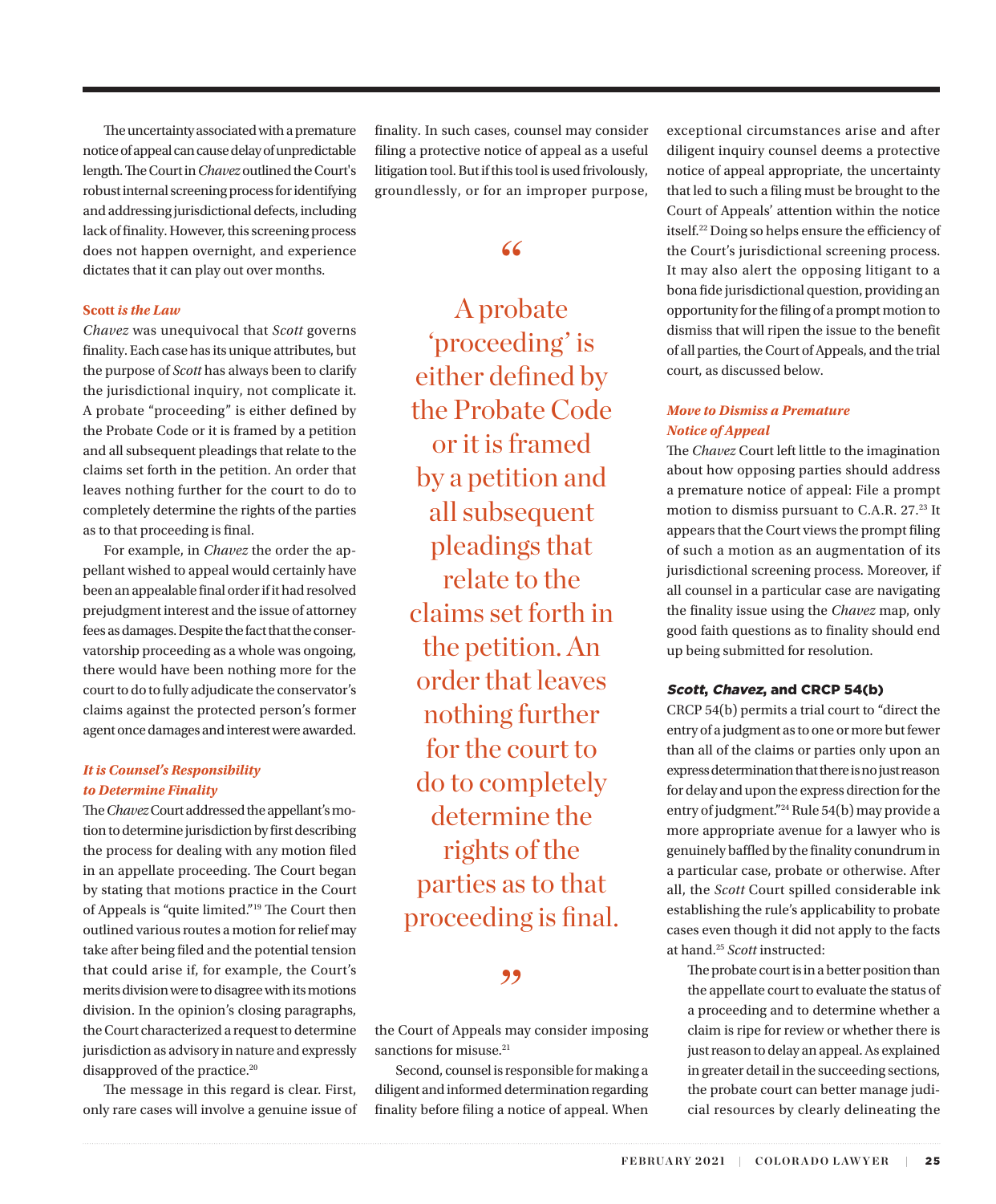The uncertainty associated with a premature notice of appeal can cause delay of unpredictable length. The Court in *Chavez* outlined the Court's robust internal screening process for identifying and addressing jurisdictional defects, including lack of finality. However, this screening process does not happen overnight, and experience dictates that it can play out over months.

#### Scott *is the Law*

*Chavez* was unequivocal that *Scott* governs finality. Each case has its unique attributes, but the purpose of *Scott* has always been to clarify the jurisdictional inquiry, not complicate it. A probate "proceeding" is either defined by the Probate Code or it is framed by a petition and all subsequent pleadings that relate to the claims set forth in the petition. An order that leaves nothing further for the court to do to completely determine the rights of the parties as to that proceeding is final.

For example, in *Chavez* the order the appellant wished to appeal would certainly have been an appealable final order if it had resolved prejudgment interest and the issue of attorney fees as damages. Despite the fact that the conservatorship proceeding as a whole was ongoing, there would have been nothing more for the court to do to fully adjudicate the conservator's claims against the protected person's former agent once damages and interest were awarded.

#### *It is Counsel's Responsibility to Determine Finality*

The *Chavez* Court addressed the appellant's motion to determine jurisdiction by first describing the process for dealing with any motion filed in an appellate proceeding. The Court began by stating that motions practice in the Court of Appeals is "quite limited."[19] The Court then outlined various routes a motion for relief may take after being filed and the potential tension that could arise if, for example, the Court's merits division were to disagree with its motions division. In the opinion's closing paragraphs, the Court characterized a request to determine jurisdiction as advisory in nature and expressly disapproved of the practice.[20]

The message in this regard is clear. First, only rare cases will involve a genuine issue of finality. In such cases, counsel may consider filing a protective notice of appeal as a useful litigation tool. But if this tool is used frivolously, groundlessly, or for an improper purpose, the Court of Appeals may consider imposing sanctions for misuse.[21]

> "A probate 'proceeding' is either defined by the Probate Code or it is framed by a petition and all subsequent pleadings that relate to the claims set forth in the petition. An order that leaves nothing further for the court to do to completely determine the rights of the parties as to that proceeding is final."

Second, counsel is responsible for making a diligent and informed determination regarding finality before filing a notice of appeal. When exceptional circumstances arise and after diligent inquiry counsel deems a protective notice of appeal appropriate, the uncertainty that led to such a filing must be brought to the Court of Appeals' attention within the notice itself.[22] Doing so helps ensure the efficiency of the Court's jurisdictional screening process. It may also alert the opposing litigant to a bona fide jurisdictional question, providing an opportunity for the filing of a prompt motion to dismiss that will ripen the issue to the benefit of all parties, the Court of Appeals, and the trial court, as discussed below.

#### *Move to Dismiss a Premature Notice of Appeal*

The *Chavez* Court left little to the imagination about how opposing parties should address a premature notice of appeal: File a prompt motion to dismiss pursuant to C.A.R. 27.[23] It appears that the Court views the prompt filing of such a motion as an augmentation of its jurisdictional screening process. Moreover, if all counsel in a particular case are navigating the finality issue using the *Chavez* map, only good faith questions as to finality should end up being submitted for resolution.

### *Scott*, *Chavez*, and CRCP 54(b)

CRCP 54(b) permits a trial court to "direct the entry of a judgment as to one or more but fewer than all of the claims or parties only upon an express determination that there is no just reason for delay and upon the express direction for the entry of judgment."[24] Rule 54(b) may provide a more appropriate avenue for a lawyer who is genuinely baffled by the finality conundrum in a particular case, probate or otherwise. After all, the *Scott* Court spilled considerable ink establishing the rule's applicability to probate cases even though it did not apply to the facts at hand.[25] *Scott* instructed:

> The probate court is in a better position than the appellate court to evaluate the status of a proceeding and to determine whether a claim is ripe for review or whether there is just reason to delay an appeal. As explained in greater detail in the succeeding sections, the probate court can better manage judicial resources by clearly delineating the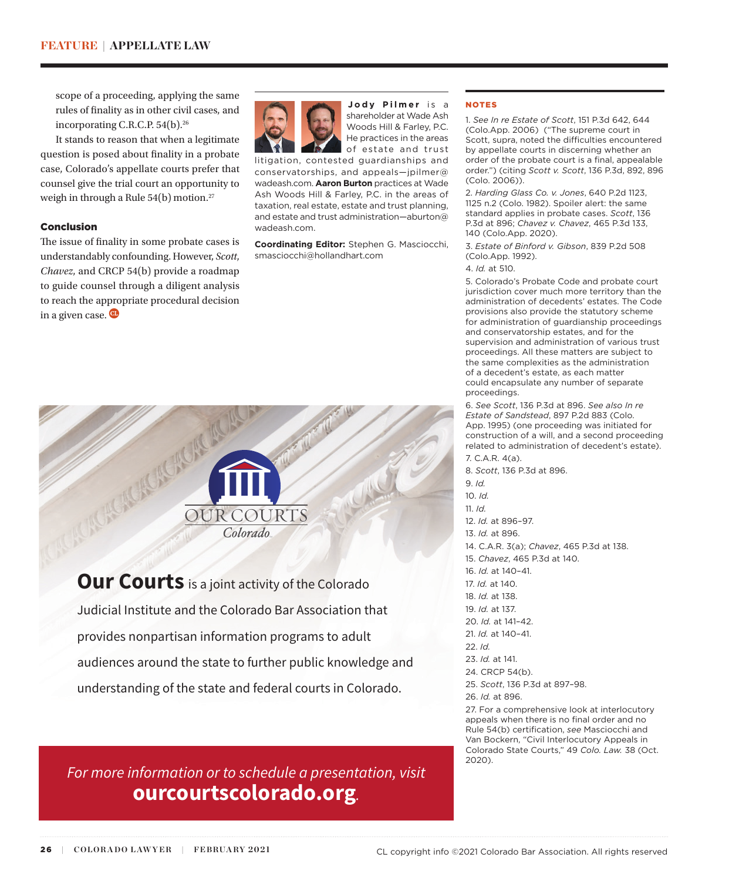scope of a proceeding, applying the same rules of finality as in other civil cases, and incorporating C.R.C.P. 54(b).[26]

It stands to reason that when a legitimate question is posed about finality in a probate case, Colorado's appellate courts prefer that counsel give the trial court an opportunity to weigh in through a Rule 54(b) motion.[27]

## Conclusion

The issue of finality in some probate cases is understandably confounding. However, *Scott*, *Chavez*, and CRCP 54(b) provide a roadmap to guide counsel through a diligent analysis to reach the appropriate procedural decision in a given case.

**Jody Pilmer** is a shareholder at Wade Ash Woods Hill & Farley, P.C. He practices in the areas of estate and trust litigation, contested guardianships and conservatorships, and appeals—jpilmer@wadeash.com. **Aaron Burton** practices at Wade Ash Woods Hill & Farley, P.C. in the areas of taxation, real estate, estate and trust planning, and estate and trust administration—aburton@wadeash.com.

**Coordinating Editor:** Stephen G. Masciocchi, smasciocchi@hollandhart.com

**Our Courts** is a joint activity of the Colorado Judicial Institute and the Colorado Bar Association that provides nonpartisan information programs to adult audiences around the state to further public knowledge and understanding of the state and federal courts in Colorado.

*For more information or to schedule a presentation, visit* **ourcourtscolorado.org**.

## NOTES

1. *See In re Estate of Scott*, 151 P.3d 642, 644 (Colo.App. 2006) ("The supreme court in Scott, supra, noted the difficulties encountered by appellate courts in discerning whether an order of the probate court is a final, appealable order.") (citing *Scott v. Scott*, 136 P.3d, 892, 896 (Colo. 2006)).

2. *Harding Glass Co. v. Jones*, 640 P.2d 1123, 1125 n.2 (Colo. 1982). Spoiler alert: the same standard applies in probate cases. *Scott*, 136 P.3d at 896; *Chavez v. Chavez*, 465 P.3d 133, 140 (Colo.App. 2020).

3. *Estate of Binford v. Gibson*, 839 P.2d 508 (Colo.App. 1992).

4. *Id.* at 510.

5. Colorado's Probate Code and probate court jurisdiction cover much more territory than the administration of decedents' estates. The Code provisions also provide the statutory scheme for administration of guardianship proceedings and conservatorship estates, and for the supervision and administration of various trust proceedings. All these matters are subject to the same complexities as the administration of a decedent's estate, as each matter could encapsulate any number of separate proceedings.

6. *See Scott*, 136 P.3d at 896. *See also In re Estate of Sandstead*, 897 P.2d 883 (Colo. App. 1995) (one proceeding was initiated for construction of a will, and a second proceeding related to administration of decedent's estate).

7. C.A.R. 4(a).

8. *Scott*, 136 P.3d at 896.

9. *Id.*

10. *Id.*

11. *Id.*

12. *Id.* at 896–97.

13. *Id.* at 896.

14. C.A.R. 3(a); *Chavez*, 465 P.3d at 138.

15. *Chavez*, 465 P.3d at 140.

16. *Id.* at 140–41.

17. *Id.* at 140.

18. *Id.* at 138.

19. *Id.* at 137.

20. *Id.* at 141–42.

21. *Id.* at 140–41.

22. *Id.*

23. *Id.* at 141.

24. CRCP 54(b).

25. *Scott*, 136 P.3d at 897–98.

26. *Id.* at 896.

27. For a comprehensive look at interlocutory appeals when there is no final order and no Rule 54(b) certification, *see* Masciocchi and Van Bockern, "Civil Interlocutory Appeals in Colorado State Courts," 49 *Colo. Law.* 38 (Oct. 2020).

CL copyright info ©2021 Colorado Bar Association. All rights reserved